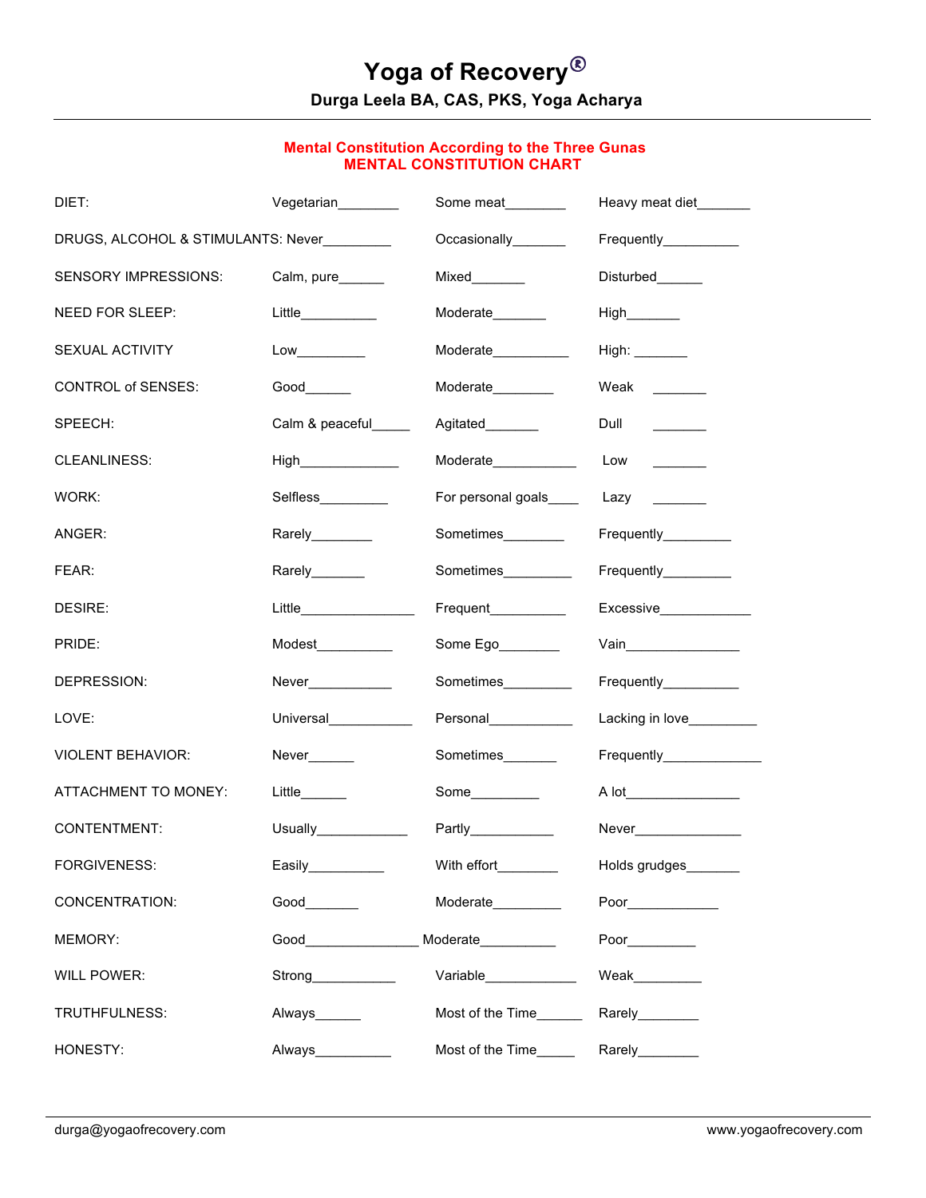# Yoga of Recovery®

**Durga Leela BA, CAS, PKS, Yoga Acharya**

---

## Mental Constitution According to the Three Gunas
## MENTAL CONSTITUTION CHART

| | | | |
|---|---|---|---|
| DIET: | Vegetarian________ | Some meat________ | Heavy meat diet_______ |
| DRUGS, ALCOHOL & STIMULANTS: | Never_________ | Occasionally_______ | Frequently__________ |
| SENSORY IMPRESSIONS: | Calm, pure______ | Mixed_______ | Disturbed______ |
| NEED FOR SLEEP: | Little__________ | Moderate_______ | High_______ |
| SEXUAL ACTIVITY | Low_________ | Moderate__________ | High: _______ |
| CONTROL of SENSES: | Good______ | Moderate________ | Weak _______ |
| SPEECH: | Calm & peaceful_____ | Agitated_______ | Dull _______ |
| CLEANLINESS: | High_____________ | Moderate___________ | Low _______ |
| WORK: | Selfless_________ | For personal goals____ | Lazy _______ |
| ANGER: | Rarely________ | Sometimes________ | Frequently_________ |
| FEAR: | Rarely_______ | Sometimes_________ | Frequently_________ |
| DESIRE: | Little________________ | Frequent__________ | Excessive____________ |
| PRIDE: | Modest__________ | Some Ego________ | Vain_______________ |
| DEPRESSION: | Never___________ | Sometimes_________ | Frequently__________ |
| LOVE: | Universal___________ | Personal___________ | Lacking in love_________ |
| VIOLENT BEHAVIOR: | Never______ | Sometimes_______ | Frequently_____________ |
| ATTACHMENT TO MONEY: | Little______ | Some_________ | A lot_______________ |
| CONTENTMENT: | Usually____________ | Partly____________ | Never______________ |
| FORGIVENESS: | Easily__________ | With effort________ | Holds grudges_______ |
| CONCENTRATION: | Good_______ | Moderate_________ | Poor____________ |
| MEMORY: | Good_______________ | Moderate__________ | Poor_________ |
| WILL POWER: | Strong___________ | Variable____________ | Weak_________ |
| TRUTHFULNESS: | Always______ | Most of the Time______ | Rarely________ |
| HONESTY: | Always__________ | Most of the Time_____ | Rarely________ |

---

durga@yogaofrecovery.com www.yogaofrecovery.com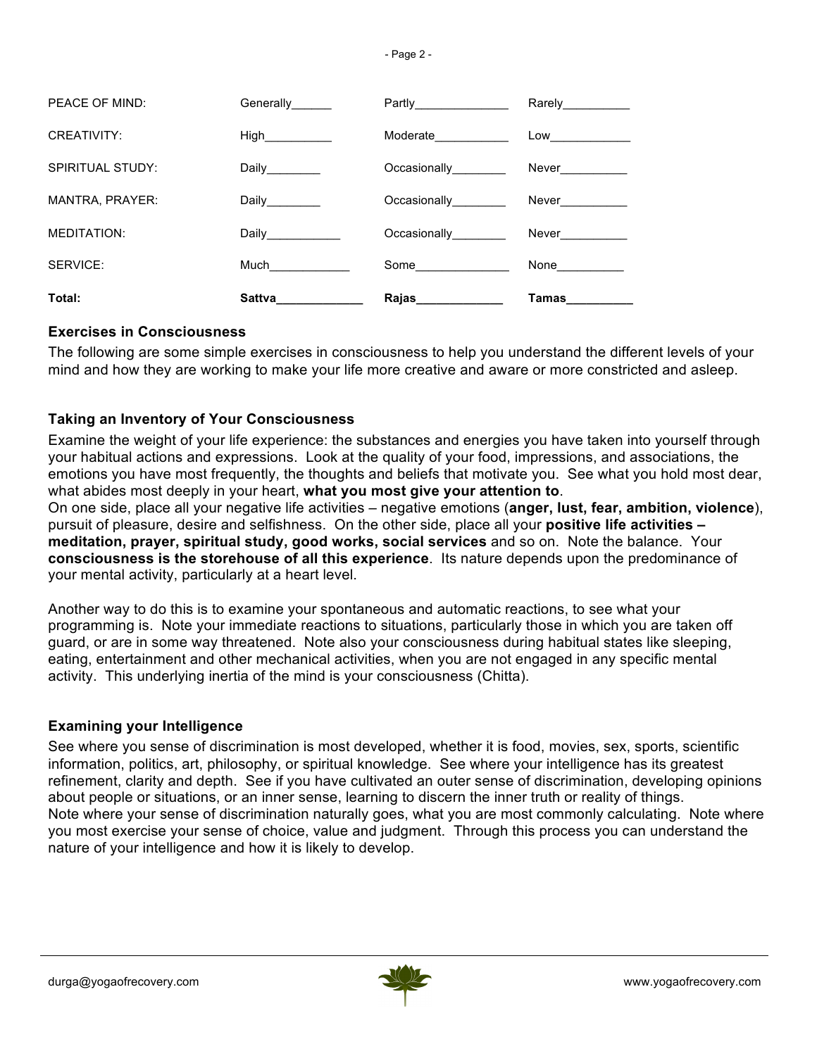| | | | |
|---|---|---|---|
| PEACE OF MIND: | Generally______ | Partly______________ | Rarely__________ |
| CREATIVITY: | High__________ | Moderate___________ | Low____________ |
| SPIRITUAL STUDY: | Daily________ | Occasionally________ | Never__________ |
| MANTRA, PRAYER: | Daily________ | Occasionally________ | Never__________ |
| MEDITATION: | Daily___________ | Occasionally________ | Never__________ |
| SERVICE: | Much____________ | Some______________ | None__________ |
| **Total:** | **Sattva_____________** | **Rajas_____________** | **Tamas__________** |

### Exercises in Consciousness

The following are some simple exercises in consciousness to help you understand the different levels of your mind and how they are working to make your life more creative and aware or more constricted and asleep.

### Taking an Inventory of Your Consciousness

Examine the weight of your life experience: the substances and energies you have taken into yourself through your habitual actions and expressions. Look at the quality of your food, impressions, and associations, the emotions you have most frequently, the thoughts and beliefs that motivate you. See what you hold most dear, what abides most deeply in your heart, **what you most give your attention to**.
On one side, place all your negative life activities – negative emotions (**anger, lust, fear, ambition, violence**), pursuit of pleasure, desire and selfishness. On the other side, place all your **positive life activities – meditation, prayer, spiritual study, good works, social services** and so on. Note the balance. Your **consciousness is the storehouse of all this experience**. Its nature depends upon the predominance of your mental activity, particularly at a heart level.

Another way to do this is to examine your spontaneous and automatic reactions, to see what your programming is. Note your immediate reactions to situations, particularly those in which you are taken off guard, or are in some way threatened. Note also your consciousness during habitual states like sleeping, eating, entertainment and other mechanical activities, when you are not engaged in any specific mental activity. This underlying inertia of the mind is your consciousness (Chitta).

### Examining your Intelligence

See where you sense of discrimination is most developed, whether it is food, movies, sex, sports, scientific information, politics, art, philosophy, or spiritual knowledge. See where your intelligence has its greatest refinement, clarity and depth. See if you have cultivated an outer sense of discrimination, developing opinions about people or situations, or an inner sense, learning to discern the inner truth or reality of things.
Note where your sense of discrimination naturally goes, what you are most commonly calculating. Note where you most exercise your sense of choice, value and judgment. Through this process you can understand the nature of your intelligence and how it is likely to develop.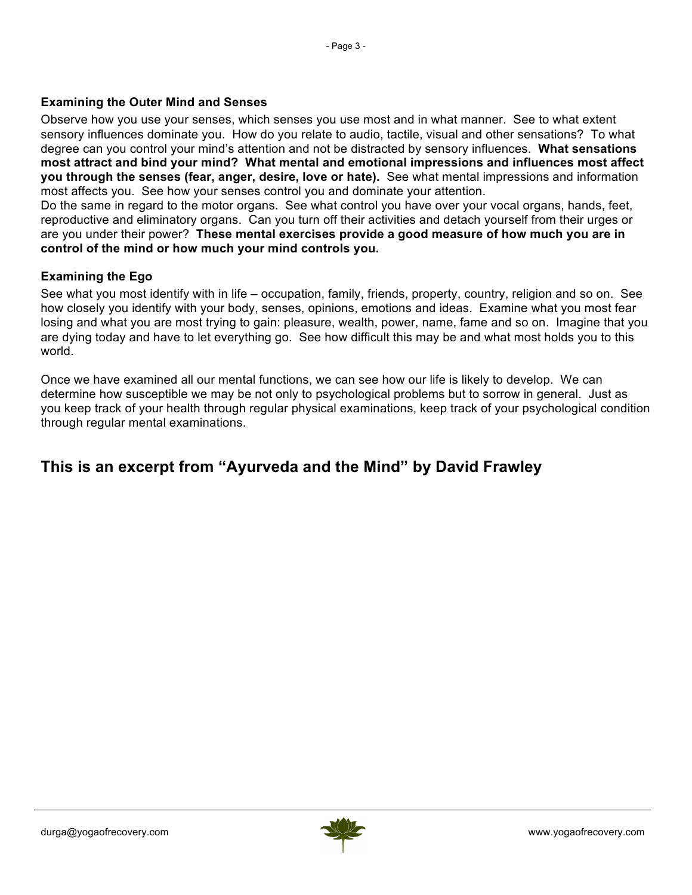### Examining the Outer Mind and Senses

Observe how you use your senses, which senses you use most and in what manner. See to what extent sensory influences dominate you. How do you relate to audio, tactile, visual and other sensations? To what degree can you control your mind's attention and not be distracted by sensory influences. **What sensations most attract and bind your mind? What mental and emotional impressions and influences most affect you through the senses (fear, anger, desire, love or hate).** See what mental impressions and information most affects you. See how your senses control you and dominate your attention.

Do the same in regard to the motor organs. See what control you have over your vocal organs, hands, feet, reproductive and eliminatory organs. Can you turn off their activities and detach yourself from their urges or are you under their power? **These mental exercises provide a good measure of how much you are in control of the mind or how much your mind controls you.**

### Examining the Ego

See what you most identify with in life – occupation, family, friends, property, country, religion and so on. See how closely you identify with your body, senses, opinions, emotions and ideas. Examine what you most fear losing and what you are most trying to gain: pleasure, wealth, power, name, fame and so on. Imagine that you are dying today and have to let everything go. See how difficult this may be and what most holds you to this world.

Once we have examined all our mental functions, we can see how our life is likely to develop. We can determine how susceptible we may be not only to psychological problems but to sorrow in general. Just as you keep track of your health through regular physical examinations, keep track of your psychological condition through regular mental examinations.

## This is an excerpt from "Ayurveda and the Mind" by David Frawley

durga@yogaofrecovery.com www.yogaofrecovery.com